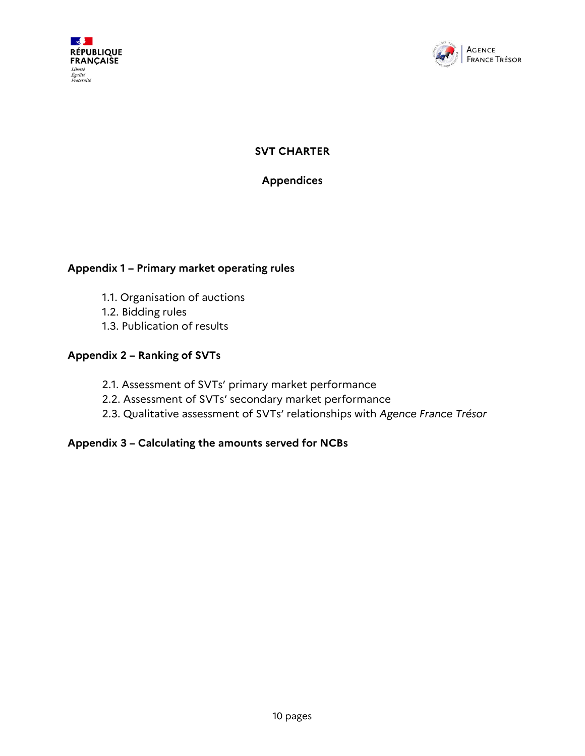RÉPUBLIQUE FRANÇAISE

*Liberté*
*Égalité*
*Fraternité*

AGENCE FRANCE TRÉSOR

# SVT CHARTER

## Appendices

### Appendix 1 – Primary market operating rules

1.1. Organisation of auctions
1.2. Bidding rules
1.3. Publication of results

### Appendix 2 – Ranking of SVTs

2.1. Assessment of SVTs' primary market performance
2.2. Assessment of SVTs' secondary market performance
2.3. Qualitative assessment of SVTs' relationships with *Agence France Trésor*

### Appendix 3 – Calculating the amounts served for NCBs

10 pages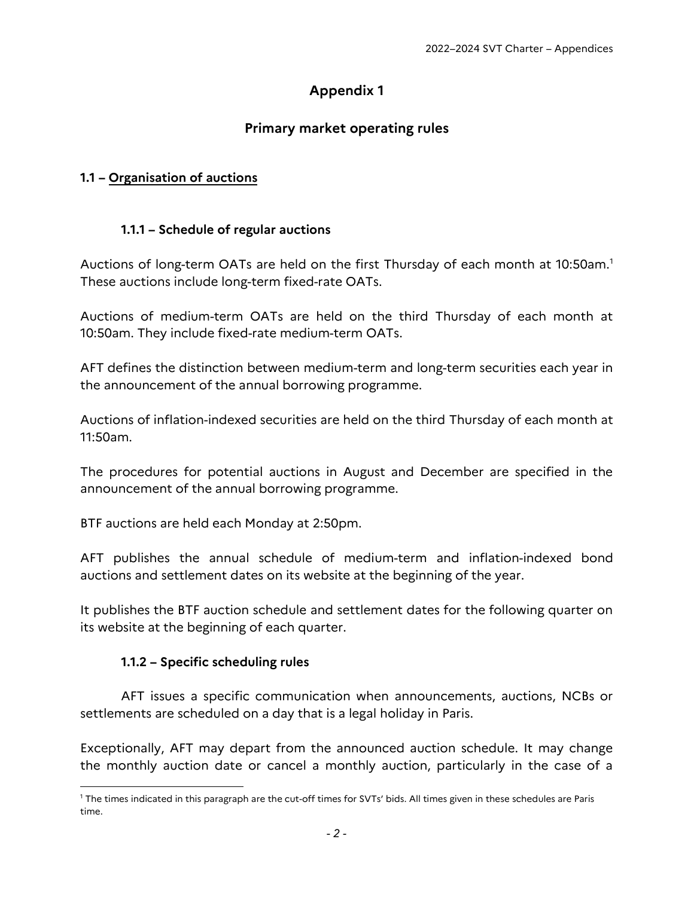# Appendix 1

## Primary market operating rules

### 1.1 – Organisation of auctions

#### 1.1.1 – Schedule of regular auctions

Auctions of long-term OATs are held on the first Thursday of each month at 10:50am.[1] These auctions include long-term fixed-rate OATs.

Auctions of medium-term OATs are held on the third Thursday of each month at 10:50am. They include fixed-rate medium-term OATs.

AFT defines the distinction between medium-term and long-term securities each year in the announcement of the annual borrowing programme.

Auctions of inflation-indexed securities are held on the third Thursday of each month at 11:50am.

The procedures for potential auctions in August and December are specified in the announcement of the annual borrowing programme.

BTF auctions are held each Monday at 2:50pm.

AFT publishes the annual schedule of medium-term and inflation-indexed bond auctions and settlement dates on its website at the beginning of the year.

It publishes the BTF auction schedule and settlement dates for the following quarter on its website at the beginning of each quarter.

#### 1.1.2 – Specific scheduling rules

AFT issues a specific communication when announcements, auctions, NCBs or settlements are scheduled on a day that is a legal holiday in Paris.

Exceptionally, AFT may depart from the announced auction schedule. It may change the monthly auction date or cancel a monthly auction, particularly in the case of a

[1] The times indicated in this paragraph are the cut-off times for SVTs' bids. All times given in these schedules are Paris time.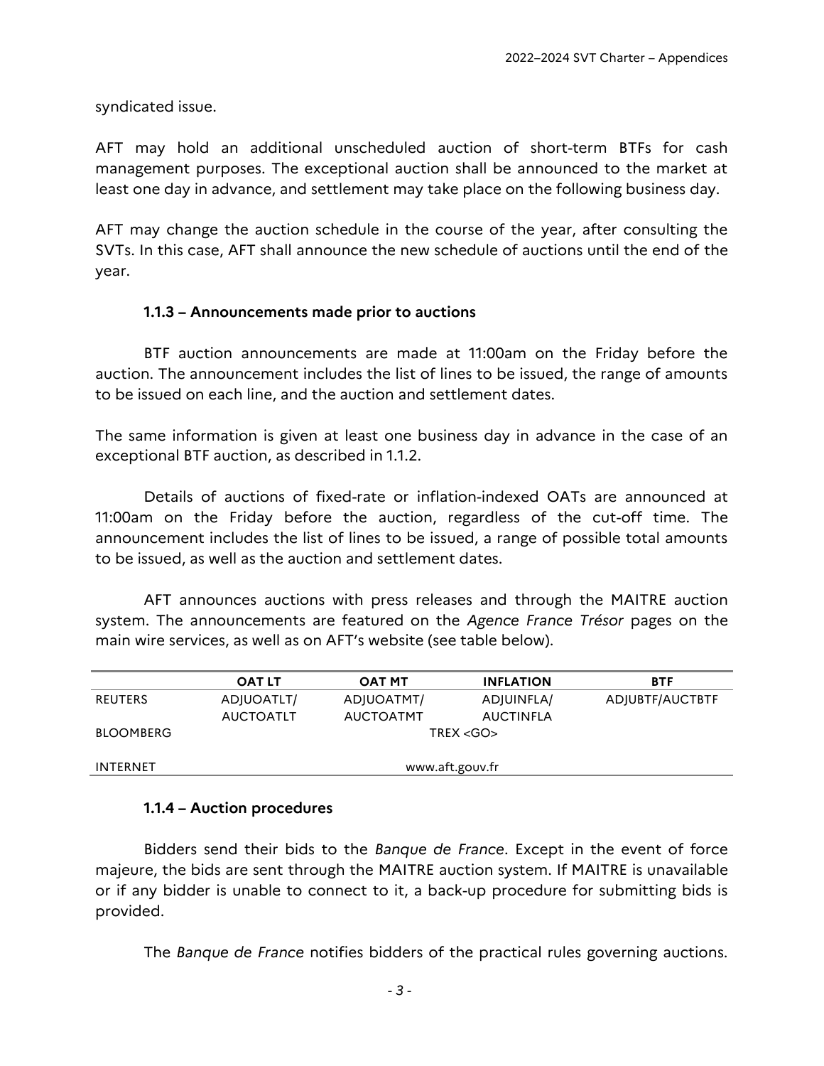syndicated issue.

AFT may hold an additional unscheduled auction of short-term BTFs for cash management purposes. The exceptional auction shall be announced to the market at least one day in advance, and settlement may take place on the following business day.

AFT may change the auction schedule in the course of the year, after consulting the SVTs. In this case, AFT shall announce the new schedule of auctions until the end of the year.

### 1.1.3 – Announcements made prior to auctions

BTF auction announcements are made at 11:00am on the Friday before the auction. The announcement includes the list of lines to be issued, the range of amounts to be issued on each line, and the auction and settlement dates.

The same information is given at least one business day in advance in the case of an exceptional BTF auction, as described in 1.1.2.

Details of auctions of fixed-rate or inflation-indexed OATs are announced at 11:00am on the Friday before the auction, regardless of the cut-off time. The announcement includes the list of lines to be issued, a range of possible total amounts to be issued, as well as the auction and settlement dates.

AFT announces auctions with press releases and through the MAITRE auction system. The announcements are featured on the *Agence France Trésor* pages on the main wire services, as well as on AFT's website (see table below).

| | OAT LT | OAT MT | INFLATION | BTF |
|---|---|---|---|---|
| REUTERS | ADJUOATLT/ AUCTOATLT | ADJUOATMT/ AUCTOATMT | ADJUINFLA/ AUCTINFLA | ADJUBTF/AUCTBTF |
| BLOOMBERG | TREX <GO> | | | |
| INTERNET | www.aft.gouv.fr | | | |

### 1.1.4 – Auction procedures

Bidders send their bids to the *Banque de France*. Except in the event of force majeure, the bids are sent through the MAITRE auction system. If MAITRE is unavailable or if any bidder is unable to connect to it, a back-up procedure for submitting bids is provided.

The *Banque de France* notifies bidders of the practical rules governing auctions.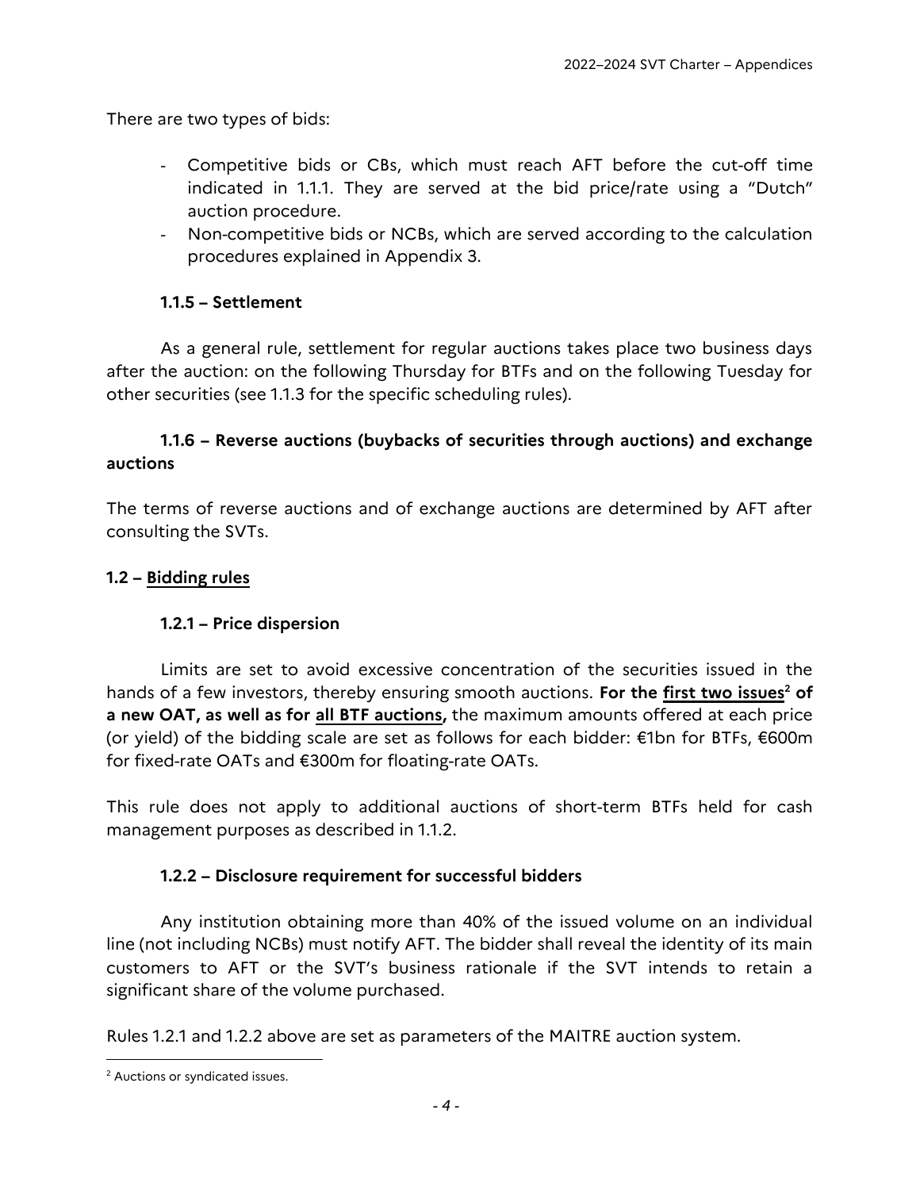There are two types of bids:

- Competitive bids or CBs, which must reach AFT before the cut-off time indicated in 1.1.1. They are served at the bid price/rate using a "Dutch" auction procedure.
- Non-competitive bids or NCBs, which are served according to the calculation procedures explained in Appendix 3.

#### 1.1.5 – Settlement

As a general rule, settlement for regular auctions takes place two business days after the auction: on the following Thursday for BTFs and on the following Tuesday for other securities (see 1.1.3 for the specific scheduling rules).

#### 1.1.6 – Reverse auctions (buybacks of securities through auctions) and exchange auctions

The terms of reverse auctions and of exchange auctions are determined by AFT after consulting the SVTs.

### 1.2 – Bidding rules

#### 1.2.1 – Price dispersion

Limits are set to avoid excessive concentration of the securities issued in the hands of a few investors, thereby ensuring smooth auctions. **For the first two issues[2] of a new OAT, as well as for all BTF auctions,** the maximum amounts offered at each price (or yield) of the bidding scale are set as follows for each bidder: €1bn for BTFs, €600m for fixed-rate OATs and €300m for floating-rate OATs.

This rule does not apply to additional auctions of short-term BTFs held for cash management purposes as described in 1.1.2.

#### 1.2.2 – Disclosure requirement for successful bidders

Any institution obtaining more than 40% of the issued volume on an individual line (not including NCBs) must notify AFT. The bidder shall reveal the identity of its main customers to AFT or the SVT's business rationale if the SVT intends to retain a significant share of the volume purchased.

Rules 1.2.1 and 1.2.2 above are set as parameters of the MAITRE auction system.

---

[2] Auctions or syndicated issues.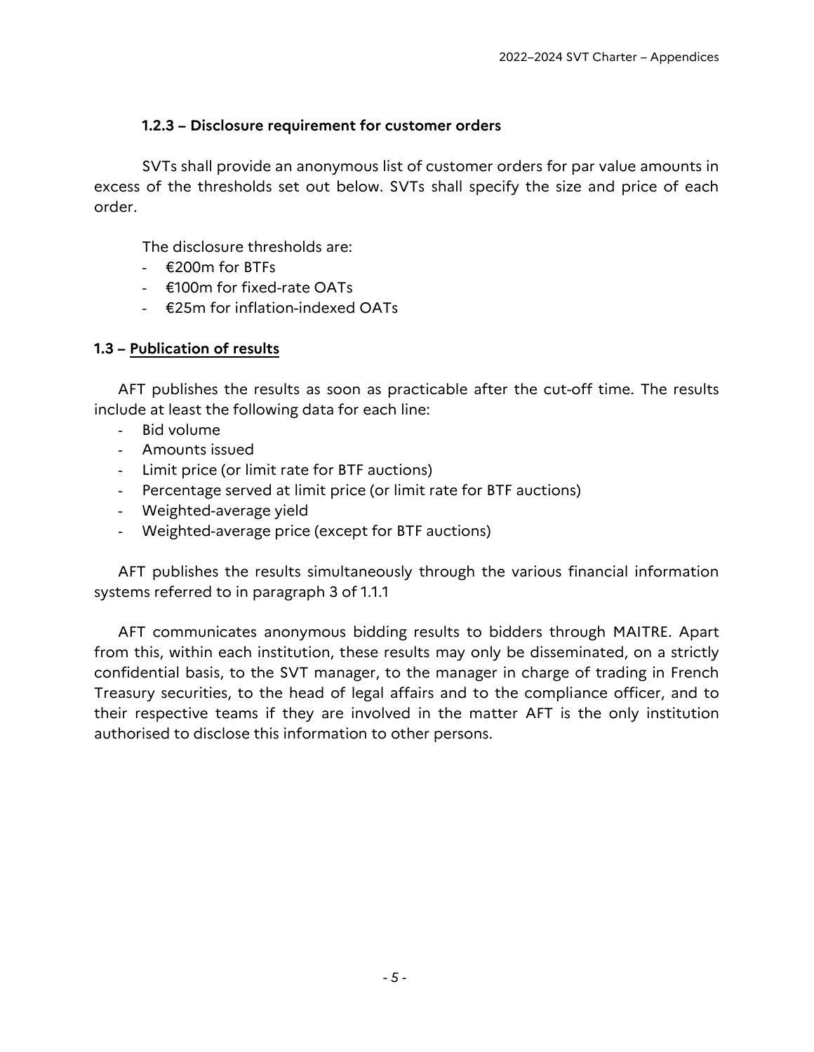#### 1.2.3 – Disclosure requirement for customer orders

SVTs shall provide an anonymous list of customer orders for par value amounts in excess of the thresholds set out below. SVTs shall specify the size and price of each order.

The disclosure thresholds are:

- €200m for BTFs
- €100m for fixed-rate OATs
- €25m for inflation-indexed OATs

### 1.3 – Publication of results

AFT publishes the results as soon as practicable after the cut-off time. The results include at least the following data for each line:

- Bid volume
- Amounts issued
- Limit price (or limit rate for BTF auctions)
- Percentage served at limit price (or limit rate for BTF auctions)
- Weighted-average yield
- Weighted-average price (except for BTF auctions)

AFT publishes the results simultaneously through the various financial information systems referred to in paragraph 3 of 1.1.1

AFT communicates anonymous bidding results to bidders through MAITRE. Apart from this, within each institution, these results may only be disseminated, on a strictly confidential basis, to the SVT manager, to the manager in charge of trading in French Treasury securities, to the head of legal affairs and to the compliance officer, and to their respective teams if they are involved in the matter AFT is the only institution authorised to disclose this information to other persons.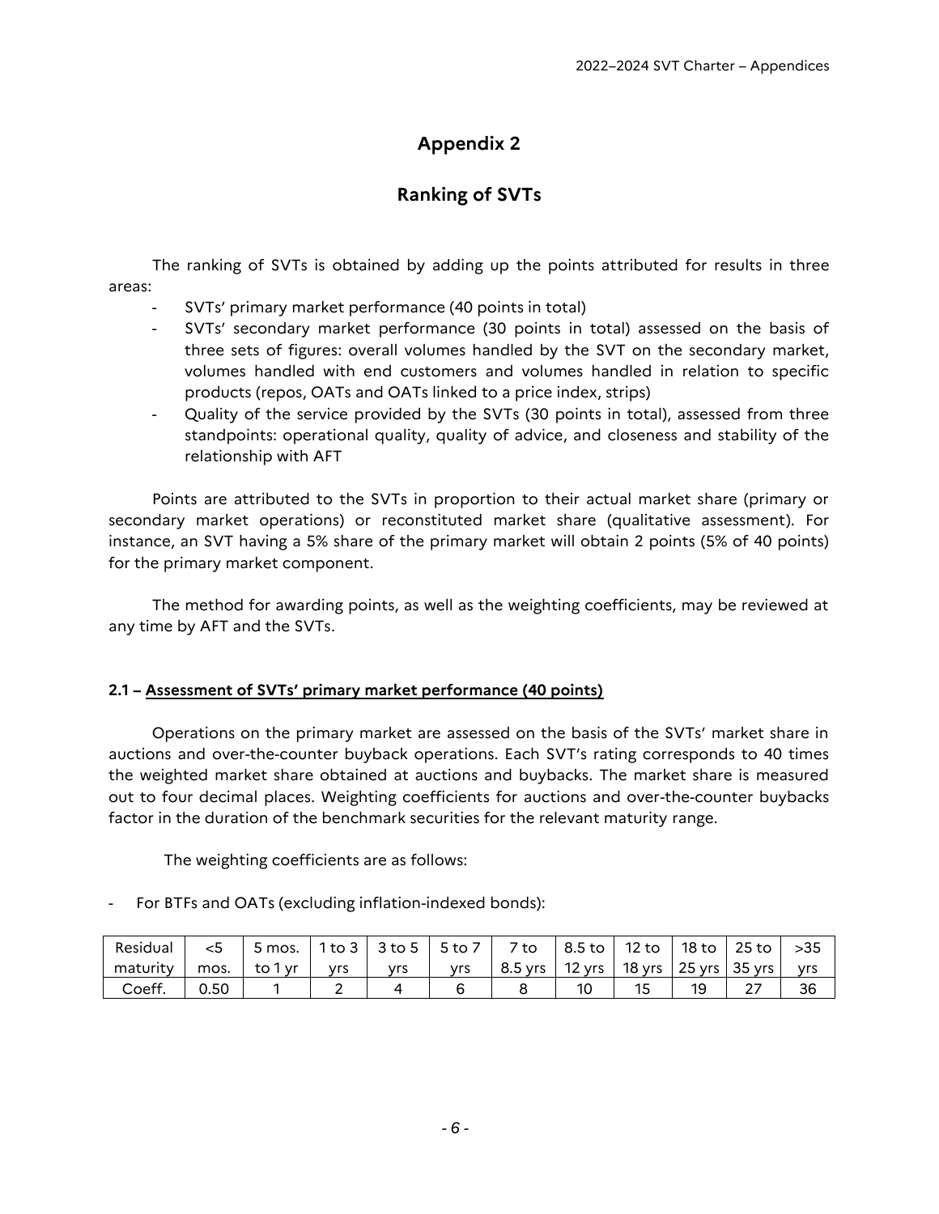# Appendix 2

## Ranking of SVTs

The ranking of SVTs is obtained by adding up the points attributed for results in three areas:

- SVTs' primary market performance (40 points in total)
- SVTs' secondary market performance (30 points in total) assessed on the basis of three sets of figures: overall volumes handled by the SVT on the secondary market, volumes handled with end customers and volumes handled in relation to specific products (repos, OATs and OATs linked to a price index, strips)
- Quality of the service provided by the SVTs (30 points in total), assessed from three standpoints: operational quality, quality of advice, and closeness and stability of the relationship with AFT

Points are attributed to the SVTs in proportion to their actual market share (primary or secondary market operations) or reconstituted market share (qualitative assessment). For instance, an SVT having a 5% share of the primary market will obtain 2 points (5% of 40 points) for the primary market component.

The method for awarding points, as well as the weighting coefficients, may be reviewed at any time by AFT and the SVTs.

### 2.1 – Assessment of SVTs' primary market performance (40 points)

Operations on the primary market are assessed on the basis of the SVTs' market share in auctions and over-the-counter buyback operations. Each SVT's rating corresponds to 40 times the weighted market share obtained at auctions and buybacks. The market share is measured out to four decimal places. Weighting coefficients for auctions and over-the-counter buybacks factor in the duration of the benchmark securities for the relevant maturity range.

The weighting coefficients are as follows:

- For BTFs and OATs (excluding inflation-indexed bonds):

| Residual maturity | <5 mos. | 5 mos. to 1 yr | 1 to 3 yrs | 3 to 5 yrs | 5 to 7 yrs | 7 to 8.5 yrs | 8.5 to 12 yrs | 12 to 18 yrs | 18 to 25 yrs | 25 to 35 yrs | >35 yrs |
|---|---|---|---|---|---|---|---|---|---|---|---|
| Coeff. | 0.50 | 1 | 2 | 4 | 6 | 8 | 10 | 15 | 19 | 27 | 36 |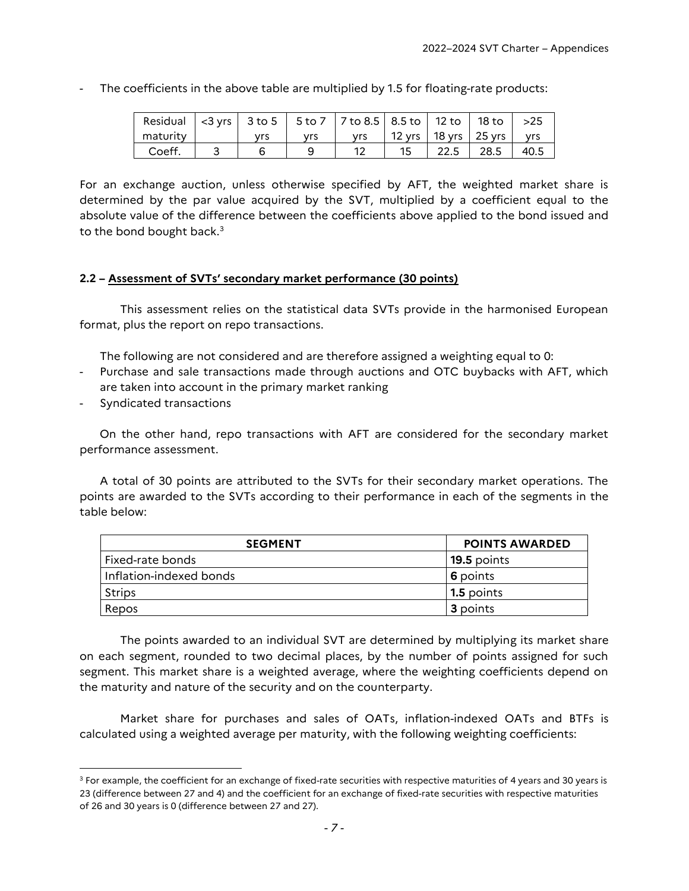- The coefficients in the above table are multiplied by 1.5 for floating-rate products:

| Residual maturity | <3 yrs | 3 to 5 yrs | 5 to 7 yrs | 7 to 8.5 yrs | 8.5 to 12 yrs | 12 to 18 yrs | 18 to 25 yrs | >25 yrs |
|---|---|---|---|---|---|---|---|---|
| Coeff. | 3 | 6 | 9 | 12 | 15 | 22.5 | 28.5 | 40.5 |

For an exchange auction, unless otherwise specified by AFT, the weighted market share is determined by the par value acquired by the SVT, multiplied by a coefficient equal to the absolute value of the difference between the coefficients above applied to the bond issued and to the bond bought back.[3]

### 2.2 – Assessment of SVTs' secondary market performance (30 points)

This assessment relies on the statistical data SVTs provide in the harmonised European format, plus the report on repo transactions.

The following are not considered and are therefore assigned a weighting equal to 0:

- Purchase and sale transactions made through auctions and OTC buybacks with AFT, which are taken into account in the primary market ranking
- Syndicated transactions

On the other hand, repo transactions with AFT are considered for the secondary market performance assessment.

A total of 30 points are attributed to the SVTs for their secondary market operations. The points are awarded to the SVTs according to their performance in each of the segments in the table below:

| SEGMENT | POINTS AWARDED |
|---|---|
| Fixed-rate bonds | **19.5** points |
| Inflation-indexed bonds | **6** points |
| Strips | **1.5** points |
| Repos | **3** points |

The points awarded to an individual SVT are determined by multiplying its market share on each segment, rounded to two decimal places, by the number of points assigned for such segment. This market share is a weighted average, where the weighting coefficients depend on the maturity and nature of the security and on the counterparty.

Market share for purchases and sales of OATs, inflation-indexed OATs and BTFs is calculated using a weighted average per maturity, with the following weighting coefficients:

[3] For example, the coefficient for an exchange of fixed-rate securities with respective maturities of 4 years and 30 years is 23 (difference between 27 and 4) and the coefficient for an exchange of fixed-rate securities with respective maturities of 26 and 30 years is 0 (difference between 27 and 27).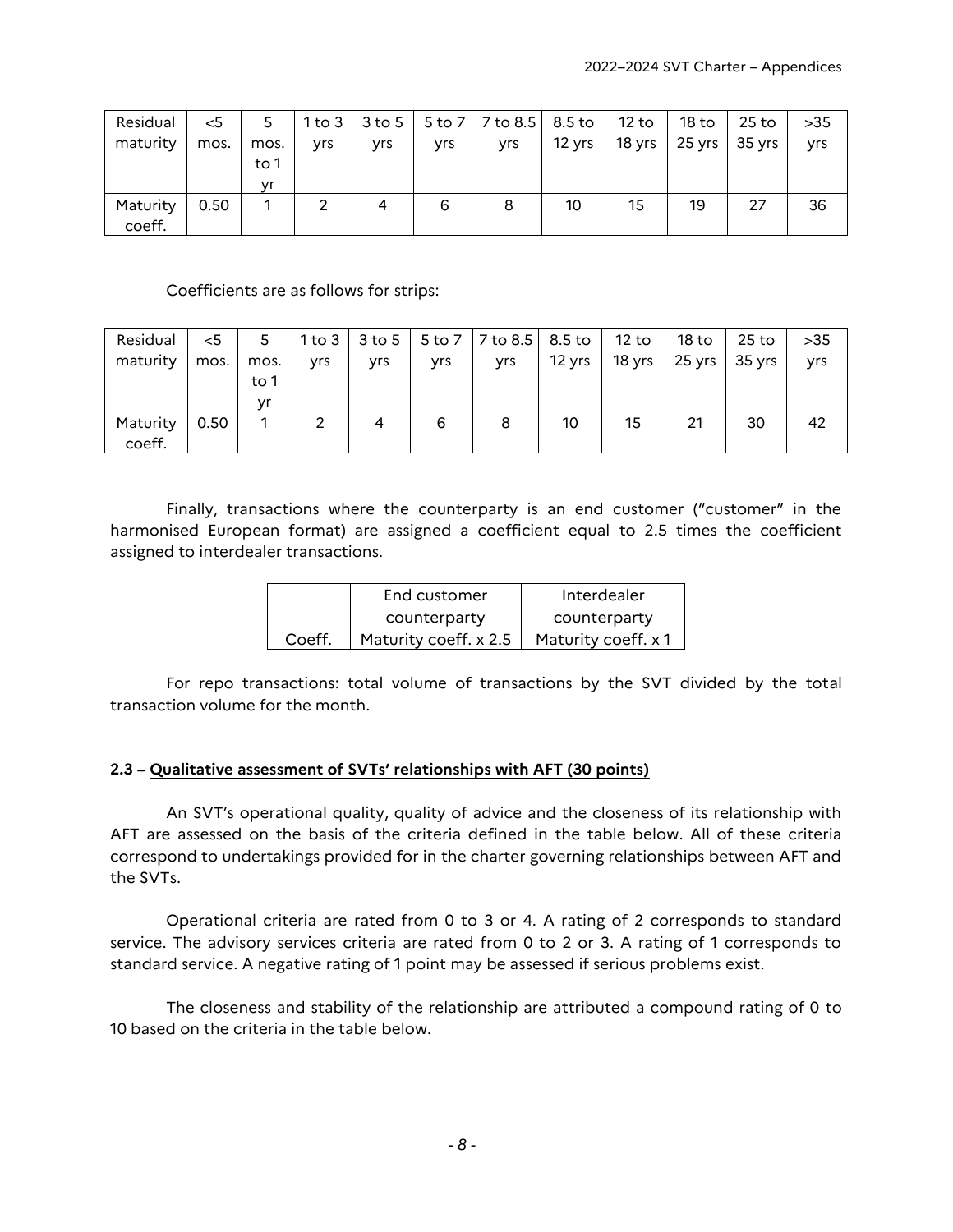| Residual maturity | <5 mos. | 5 mos. to 1 yr | 1 to 3 yrs | 3 to 5 yrs | 5 to 7 yrs | 7 to 8.5 yrs | 8.5 to 12 yrs | 12 to 18 yrs | 18 to 25 yrs | 25 to 35 yrs | >35 yrs |
|---|---|---|---|---|---|---|---|---|---|---|---|
| Maturity coeff. | 0.50 | 1 | 2 | 4 | 6 | 8 | 10 | 15 | 19 | 27 | 36 |

Coefficients are as follows for strips:

| Residual maturity | <5 mos. | 5 mos. to 1 yr | 1 to 3 yrs | 3 to 5 yrs | 5 to 7 yrs | 7 to 8.5 yrs | 8.5 to 12 yrs | 12 to 18 yrs | 18 to 25 yrs | 25 to 35 yrs | >35 yrs |
|---|---|---|---|---|---|---|---|---|---|---|---|
| Maturity coeff. | 0.50 | 1 | 2 | 4 | 6 | 8 | 10 | 15 | 21 | 30 | 42 |

Finally, transactions where the counterparty is an end customer ("customer" in the harmonised European format) are assigned a coefficient equal to 2.5 times the coefficient assigned to interdealer transactions.

| | End customer counterparty | Interdealer counterparty |
|---|---|---|
| Coeff. | Maturity coeff. x 2.5 | Maturity coeff. x 1 |

For repo transactions: total volume of transactions by the SVT divided by the total transaction volume for the month.

### 2.3 – Qualitative assessment of SVTs' relationships with AFT (30 points)

An SVT's operational quality, quality of advice and the closeness of its relationship with AFT are assessed on the basis of the criteria defined in the table below. All of these criteria correspond to undertakings provided for in the charter governing relationships between AFT and the SVTs.

Operational criteria are rated from 0 to 3 or 4. A rating of 2 corresponds to standard service. The advisory services criteria are rated from 0 to 2 or 3. A rating of 1 corresponds to standard service. A negative rating of 1 point may be assessed if serious problems exist.

The closeness and stability of the relationship are attributed a compound rating of 0 to 10 based on the criteria in the table below.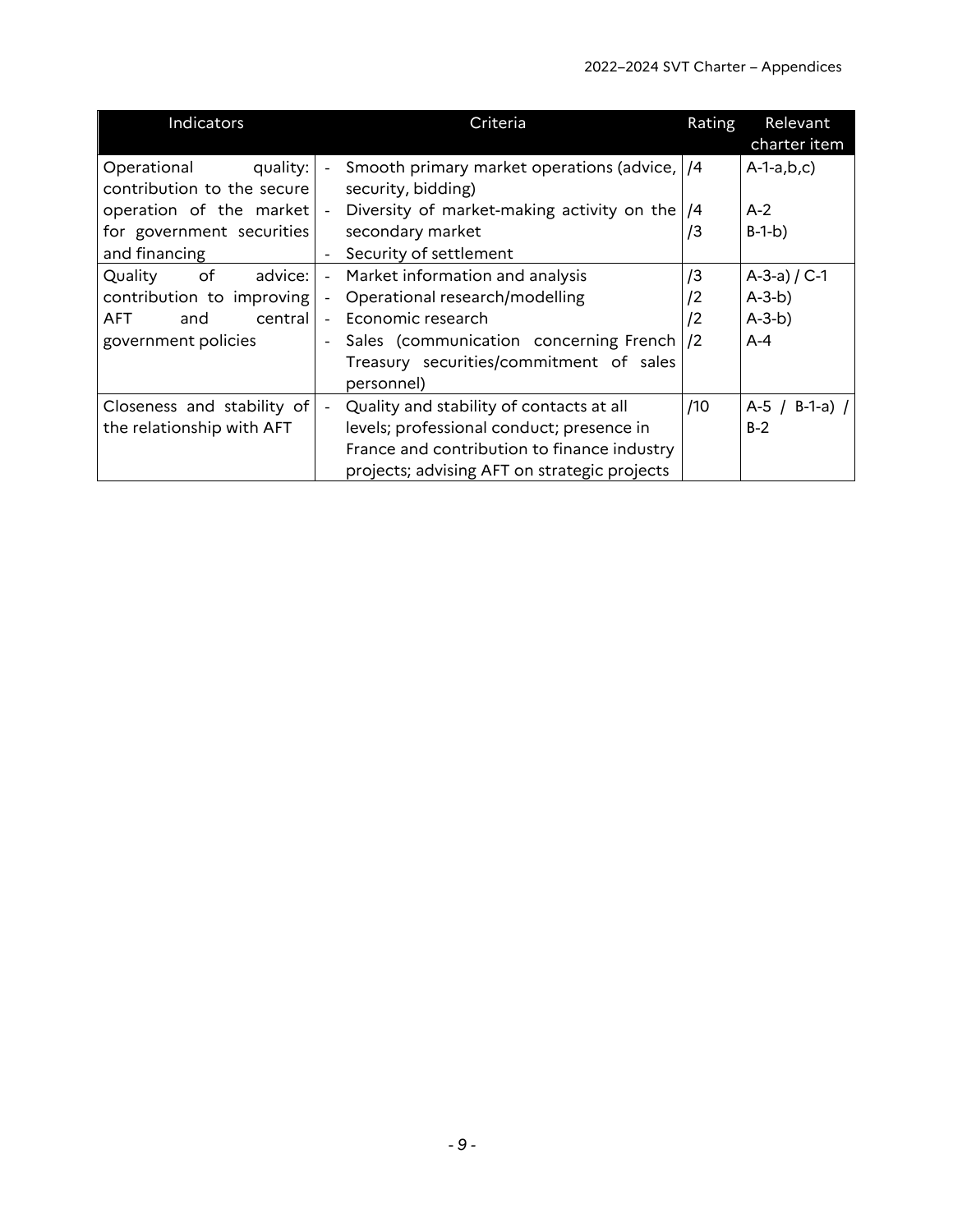| Indicators | Criteria | Rating | Relevant charter item |
|---|---|---|---|
| Operational quality: contribution to the secure operation of the market for government securities and financing | - Smooth primary market operations (advice, security, bidding)<br>- Diversity of market-making activity on the secondary market<br>- Security of settlement | /4<br>/4<br>/3 | A-1-a,b,c)<br>A-2<br>B-1-b) |
| Quality of advice: contribution to improving AFT and central government policies | - Market information and analysis<br>- Operational research/modelling<br>- Economic research<br>- Sales (communication concerning French Treasury securities/commitment of sales personnel) | /3<br>/2<br>/2<br>/2 | A-3-a) / C-1<br>A-3-b)<br>A-3-b)<br>A-4 |
| Closeness and stability of the relationship with AFT | - Quality and stability of contacts at all levels; professional conduct; presence in France and contribution to finance industry projects; advising AFT on strategic projects | /10 | A-5 / B-1-a) / B-2 |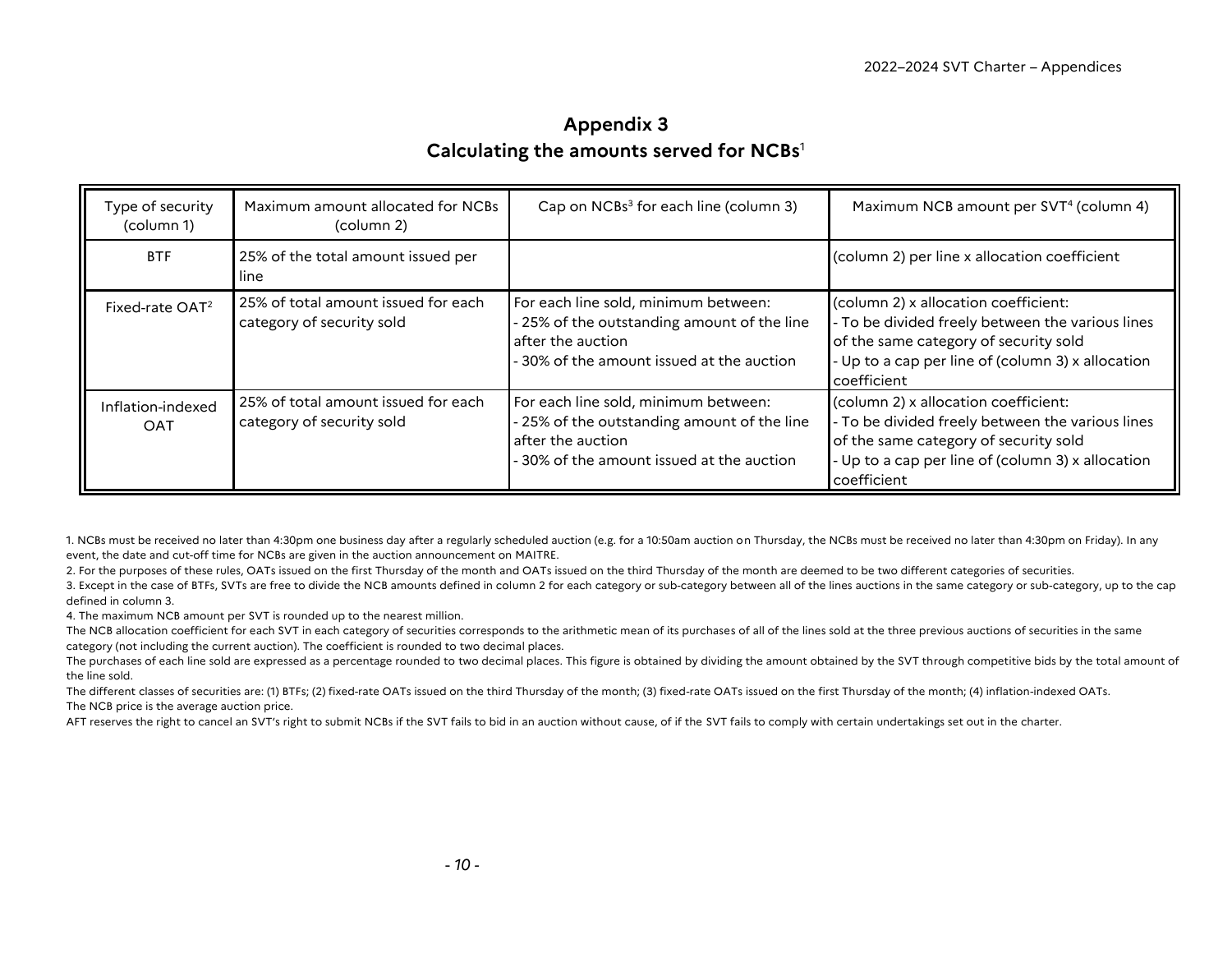# Appendix 3
## Calculating the amounts served for NCBs[1]

| Type of security (column 1) | Maximum amount allocated for NCBs (column 2) | Cap on NCBs[3] for each line (column 3) | Maximum NCB amount per SVT[4] (column 4) |
|---|---|---|---|
| BTF | 25% of the total amount issued per line | | (column 2) per line x allocation coefficient |
| Fixed-rate OAT[2] | 25% of total amount issued for each category of security sold | For each line sold, minimum between:<br>- 25% of the outstanding amount of the line after the auction<br>- 30% of the amount issued at the auction | (column 2) x allocation coefficient:<br>- To be divided freely between the various lines of the same category of security sold<br>- Up to a cap per line of (column 3) x allocation coefficient |
| Inflation-indexed OAT | 25% of total amount issued for each category of security sold | For each line sold, minimum between:<br>- 25% of the outstanding amount of the line after the auction<br>- 30% of the amount issued at the auction | (column 2) x allocation coefficient:<br>- To be divided freely between the various lines of the same category of security sold<br>- Up to a cap per line of (column 3) x allocation coefficient |

1. NCBs must be received no later than 4:30pm one business day after a regularly scheduled auction (e.g. for a 10:50am auction on Thursday, the NCBs must be received no later than 4:30pm on Friday). In any event, the date and cut-off time for NCBs are given in the auction announcement on MAITRE.

2. For the purposes of these rules, OATs issued on the first Thursday of the month and OATs issued on the third Thursday of the month are deemed to be two different categories of securities.

3. Except in the case of BTFs, SVTs are free to divide the NCB amounts defined in column 2 for each category or sub-category between all of the lines auctions in the same category or sub-category, up to the cap defined in column 3.

4. The maximum NCB amount per SVT is rounded up to the nearest million.

The NCB allocation coefficient for each SVT in each category of securities corresponds to the arithmetic mean of its purchases of all of the lines sold at the three previous auctions of securities in the same category (not including the current auction). The coefficient is rounded to two decimal places.

The purchases of each line sold are expressed as a percentage rounded to two decimal places. This figure is obtained by dividing the amount obtained by the SVT through competitive bids by the total amount of the line sold.

The different classes of securities are: (1) BTFs; (2) fixed-rate OATs issued on the third Thursday of the month; (3) fixed-rate OATs issued on the first Thursday of the month; (4) inflation-indexed OATs.

The NCB price is the average auction price.

AFT reserves the right to cancel an SVT's right to submit NCBs if the SVT fails to bid in an auction without cause, of if the SVT fails to comply with certain undertakings set out in the charter.